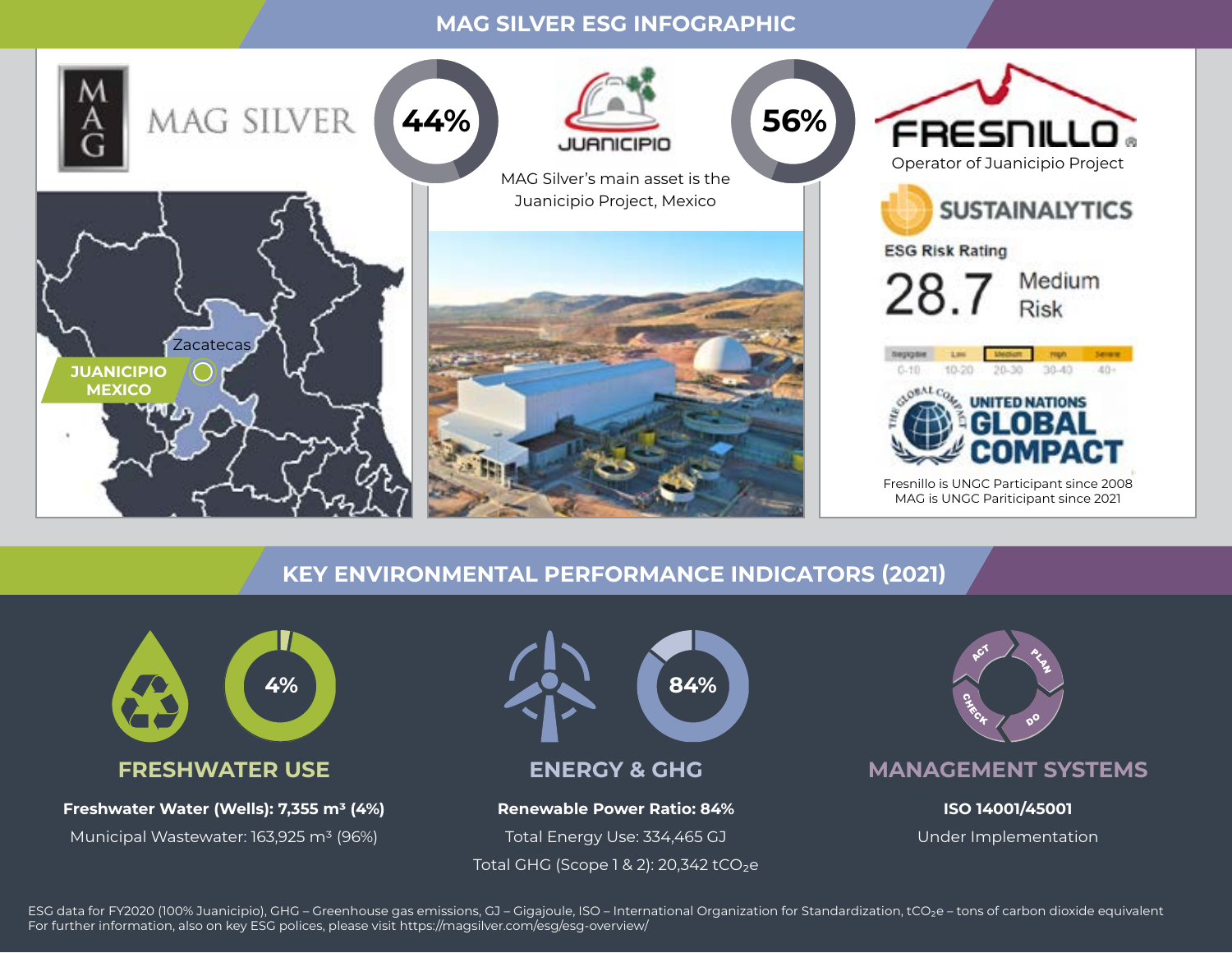# MAG SILVER ESG INFOGRAPHIC

MAG SILVER

44%

JUANICIPIO

56%

FRESNILLO

Operator of Juanicipio Project

MAG Silver's main asset is the Juanicipio Project, Mexico

Zacatecas

JUANICIPIO MEXICO

SUSTAINALYTICS

ESG Risk Rating

28.7 Medium Risk

| Negligible | Low | Medium | High | Severe |
|---|---|---|---|---|
| 0-10 | 10-20 | 20-30 | 30-40 | 40+ |

UNITED NATIONS GLOBAL COMPACT

Fresnillo is UNGC Participant since 2008
MAG is UNGC Pariticipant since 2021

## KEY ENVIRONMENTAL PERFORMANCE INDICATORS (2021)

### FRESHWATER USE

4%

**Freshwater Water (Wells): 7,355 m³ (4%)**

Municipal Wastewater: 163,925 m³ (96%)

### ENERGY & GHG

84%

**Renewable Power Ratio: 84%**

Total Energy Use: 334,465 GJ

Total GHG (Scope 1 & 2): 20,342 $tCO_2e$

### MANAGEMENT SYSTEMS

ACT – PLAN – DO – CHECK

**ISO 14001/45001**

Under Implementation

ESG data for FY2020 (100% Juanicipio), GHG – Greenhouse gas emissions, GJ – Gigajoule, ISO – International Organization for Standardization, $tCO_2e$ – tons of carbon dioxide equivalent
For further information, also on key ESG polices, please visit https://magsilver.com/esg/esg-overview/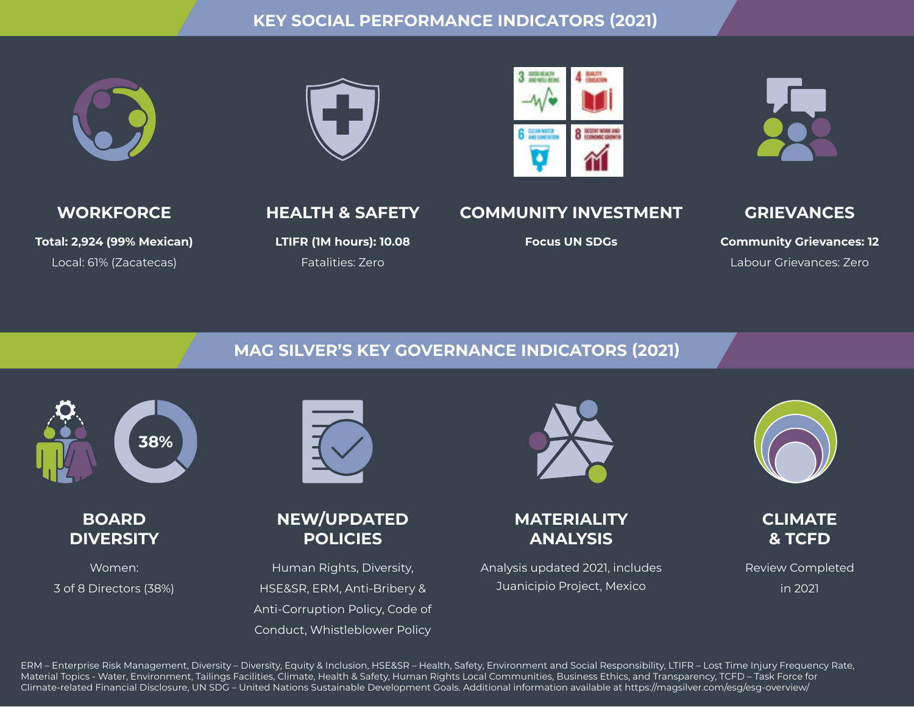## KEY SOCIAL PERFORMANCE INDICATORS (2021)

### WORKFORCE

**Total: 2,924 (99% Mexican)**

Local: 61% (Zacatecas)

### HEALTH & SAFETY

**LTIFR (1M hours): 10.08**

Fatalities: Zero

### COMMUNITY INVESTMENT

**Focus UN SDGs**

### GRIEVANCES

**Community Grievances: 12**

Labour Grievances: Zero

## MAG SILVER'S KEY GOVERNANCE INDICATORS (2021)

### BOARD DIVERSITY

38%

Women:

3 of 8 Directors (38%)

### NEW/UPDATED POLICIES

Human Rights, Diversity, HSE&SR, ERM, Anti-Bribery & Anti-Corruption Policy, Code of Conduct, Whistleblower Policy

### MATERIALITY ANALYSIS

Analysis updated 2021, includes Juanicipio Project, Mexico

### CLIMATE & TCFD

Review Completed in 2021

ERM – Enterprise Risk Management, Diversity – Diversity, Equity & Inclusion, HSE&SR – Health, Safety, Environment and Social Responsibility, LTIFR – Lost Time Injury Frequency Rate, Material Topics - Water, Environment, Tailings Facilities, Climate, Health & Safety, Human Rights Local Communities, Business Ethics, and Transparency, TCFD – Task Force for Climate-related Financial Disclosure, UN SDG – United Nations Sustainable Development Goals. Additional information available at https://magsilver.com/esg/esg-overview/